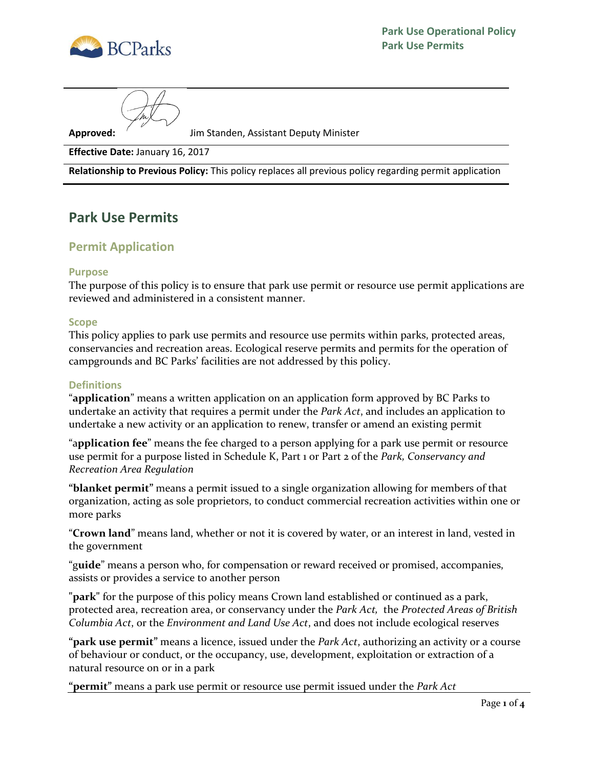**Park Use Operational Policy**
**Park Use Permits**

**Approved:** Jim Standen, Assistant Deputy Minister

**Effective Date:** January 16, 2017

**Relationship to Previous Policy:** This policy replaces all previous policy regarding permit application

# Park Use Permits

## Permit Application

### Purpose

The purpose of this policy is to ensure that park use permit or resource use permit applications are reviewed and administered in a consistent manner.

### Scope

This policy applies to park use permits and resource use permits within parks, protected areas, conservancies and recreation areas. Ecological reserve permits and permits for the operation of campgrounds and BC Parks' facilities are not addressed by this policy.

### Definitions

"**application**" means a written application on an application form approved by BC Parks to undertake an activity that requires a permit under the *Park Act*, and includes an application to undertake a new activity or an application to renew, transfer or amend an existing permit

"a**pplication fee**" means the fee charged to a person applying for a park use permit or resource use permit for a purpose listed in Schedule K, Part 1 or Part 2 of the *Park, Conservancy and Recreation Area Regulation*

"**blanket permit**" means a permit issued to a single organization allowing for members of that organization, acting as sole proprietors, to conduct commercial recreation activities within one or more parks

"**Crown land**" means land, whether or not it is covered by water, or an interest in land, vested in the government

"g**uide**" means a person who, for compensation or reward received or promised, accompanies, assists or provides a service to another person

"**park**" for the purpose of this policy means Crown land established or continued as a park, protected area, recreation area, or conservancy under the *Park Act*, the *Protected Areas of British Columbia Act*, or the *Environment and Land Use Act*, and does not include ecological reserves

"**park use permit**" means a licence, issued under the *Park Act*, authorizing an activity or a course of behaviour or conduct, or the occupancy, use, development, exploitation or extraction of a natural resource on or in a park

"**permit**" means a park use permit or resource use permit issued under the *Park Act*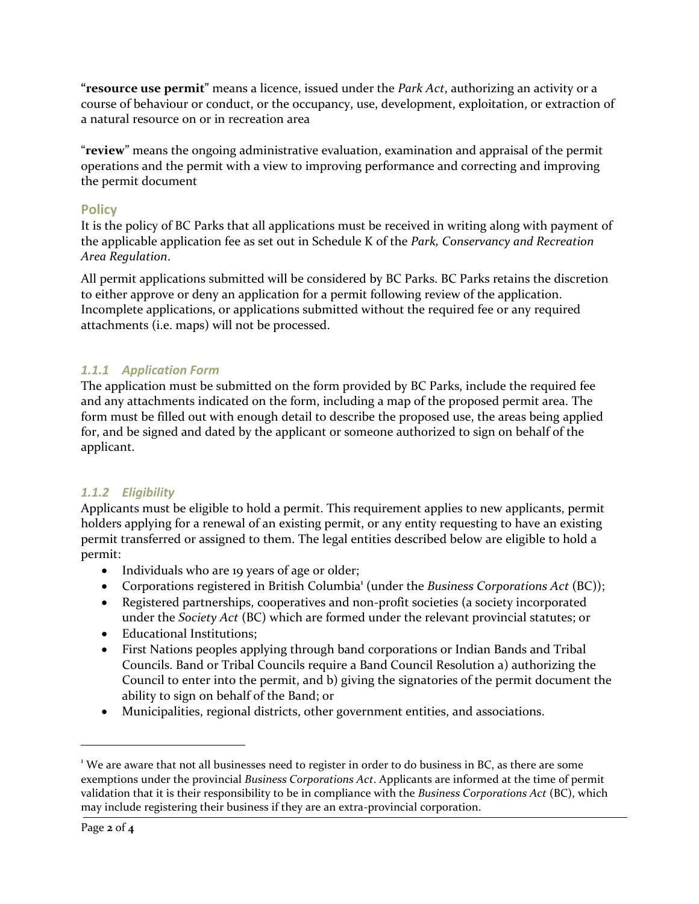"**resource use permit**" means a licence, issued under the *Park Act*, authorizing an activity or a course of behaviour or conduct, or the occupancy, use, development, exploitation, or extraction of a natural resource on or in recreation area

"**review**" means the ongoing administrative evaluation, examination and appraisal of the permit operations and the permit with a view to improving performance and correcting and improving the permit document

## Policy

It is the policy of BC Parks that all applications must be received in writing along with payment of the applicable application fee as set out in Schedule K of the *Park, Conservancy and Recreation Area Regulation*.

All permit applications submitted will be considered by BC Parks. BC Parks retains the discretion to either approve or deny an application for a permit following review of the application. Incomplete applications, or applications submitted without the required fee or any required attachments (i.e. maps) will not be processed.

### *1.1.1 Application Form*

The application must be submitted on the form provided by BC Parks, include the required fee and any attachments indicated on the form, including a map of the proposed permit area. The form must be filled out with enough detail to describe the proposed use, the areas being applied for, and be signed and dated by the applicant or someone authorized to sign on behalf of the applicant.

### *1.1.2 Eligibility*

Applicants must be eligible to hold a permit. This requirement applies to new applicants, permit holders applying for a renewal of an existing permit, or any entity requesting to have an existing permit transferred or assigned to them. The legal entities described below are eligible to hold a permit:

- Individuals who are 19 years of age or older;
- Corporations registered in British Columbia[1] (under the *Business Corporations Act* (BC));
- Registered partnerships, cooperatives and non-profit societies (a society incorporated under the *Society Act* (BC) which are formed under the relevant provincial statutes; or
- Educational Institutions;
- First Nations peoples applying through band corporations or Indian Bands and Tribal Councils. Band or Tribal Councils require a Band Council Resolution a) authorizing the Council to enter into the permit, and b) giving the signatories of the permit document the ability to sign on behalf of the Band; or
- Municipalities, regional districts, other government entities, and associations.

---

[1] We are aware that not all businesses need to register in order to do business in BC, as there are some exemptions under the provincial *Business Corporations Act*. Applicants are informed at the time of permit validation that it is their responsibility to be in compliance with the *Business Corporations Act* (BC), which may include registering their business if they are an extra-provincial corporation.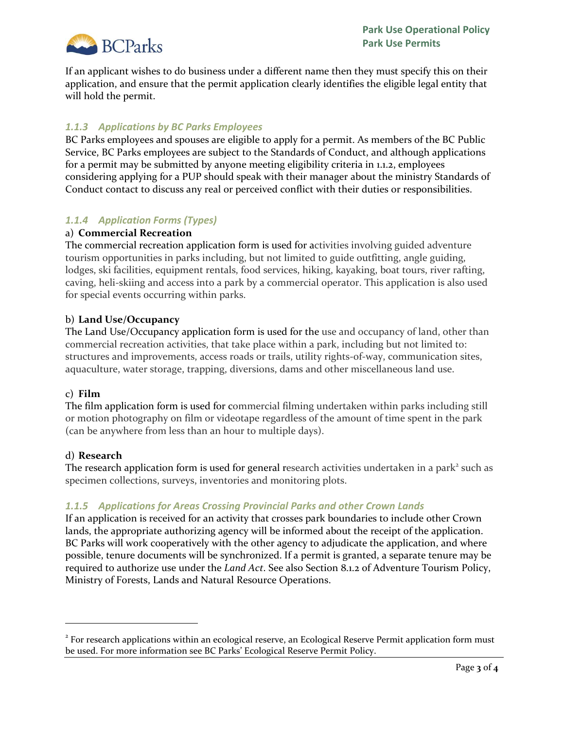If an applicant wishes to do business under a different name then they must specify this on their application, and ensure that the permit application clearly identifies the eligible legal entity that will hold the permit.

### *1.1.3 Applications by BC Parks Employees*

BC Parks employees and spouses are eligible to apply for a permit. As members of the BC Public Service, BC Parks employees are subject to the Standards of Conduct, and although applications for a permit may be submitted by anyone meeting eligibility criteria in 1.1.2, employees considering applying for a PUP should speak with their manager about the ministry Standards of Conduct contact to discuss any real or perceived conflict with their duties or responsibilities.

### *1.1.4 Application Forms (Types)*

a) **Commercial Recreation**

The commercial recreation application form is used for activities involving guided adventure tourism opportunities in parks including, but not limited to guide outfitting, angle guiding, lodges, ski facilities, equipment rentals, food services, hiking, kayaking, boat tours, river rafting, caving, heli-skiing and access into a park by a commercial operator. This application is also used for special events occurring within parks.

b) **Land Use/Occupancy**

The Land Use/Occupancy application form is used for the use and occupancy of land, other than commercial recreation activities, that take place within a park, including but not limited to: structures and improvements, access roads or trails, utility rights-of-way, communication sites, aquaculture, water storage, trapping, diversions, dams and other miscellaneous land use.

c) **Film**

The film application form is used for commercial filming undertaken within parks including still or motion photography on film or videotape regardless of the amount of time spent in the park (can be anywhere from less than an hour to multiple days).

d) **Research**

The research application form is used for general research activities undertaken in a park[2] such as specimen collections, surveys, inventories and monitoring plots.

### *1.1.5 Applications for Areas Crossing Provincial Parks and other Crown Lands*

If an application is received for an activity that crosses park boundaries to include other Crown lands, the appropriate authorizing agency will be informed about the receipt of the application. BC Parks will work cooperatively with the other agency to adjudicate the application, and where possible, tenure documents will be synchronized. If a permit is granted, a separate tenure may be required to authorize use under the *Land Act*. See also Section 8.1.2 of Adventure Tourism Policy, Ministry of Forests, Lands and Natural Resource Operations.

---

[2] For research applications within an ecological reserve, an Ecological Reserve Permit application form must be used. For more information see BC Parks' Ecological Reserve Permit Policy.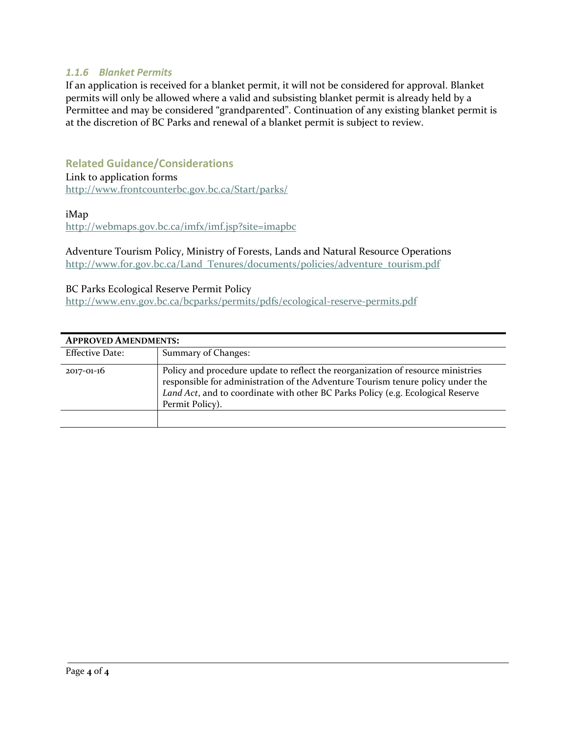### *1.1.6 Blanket Permits*

If an application is received for a blanket permit, it will not be considered for approval. Blanket permits will only be allowed where a valid and subsisting blanket permit is already held by a Permittee and may be considered "grandparented". Continuation of any existing blanket permit is at the discretion of BC Parks and renewal of a blanket permit is subject to review.

## Related Guidance/Considerations

Link to application forms
http://www.frontcounterbc.gov.bc.ca/Start/parks/

iMap
http://webmaps.gov.bc.ca/imfx/imf.jsp?site=imapbc

Adventure Tourism Policy, Ministry of Forests, Lands and Natural Resource Operations
http://www.for.gov.bc.ca/Land_Tenures/documents/policies/adventure_tourism.pdf

BC Parks Ecological Reserve Permit Policy
http://www.env.gov.bc.ca/bcparks/permits/pdfs/ecological-reserve-permits.pdf

**APPROVED AMENDMENTS:**

| Effective Date: | Summary of Changes: |
|---|---|
| 2017-01-16 | Policy and procedure update to reflect the reorganization of resource ministries responsible for administration of the Adventure Tourism tenure policy under the *Land Act*, and to coordinate with other BC Parks Policy (e.g. Ecological Reserve Permit Policy). |
| | |